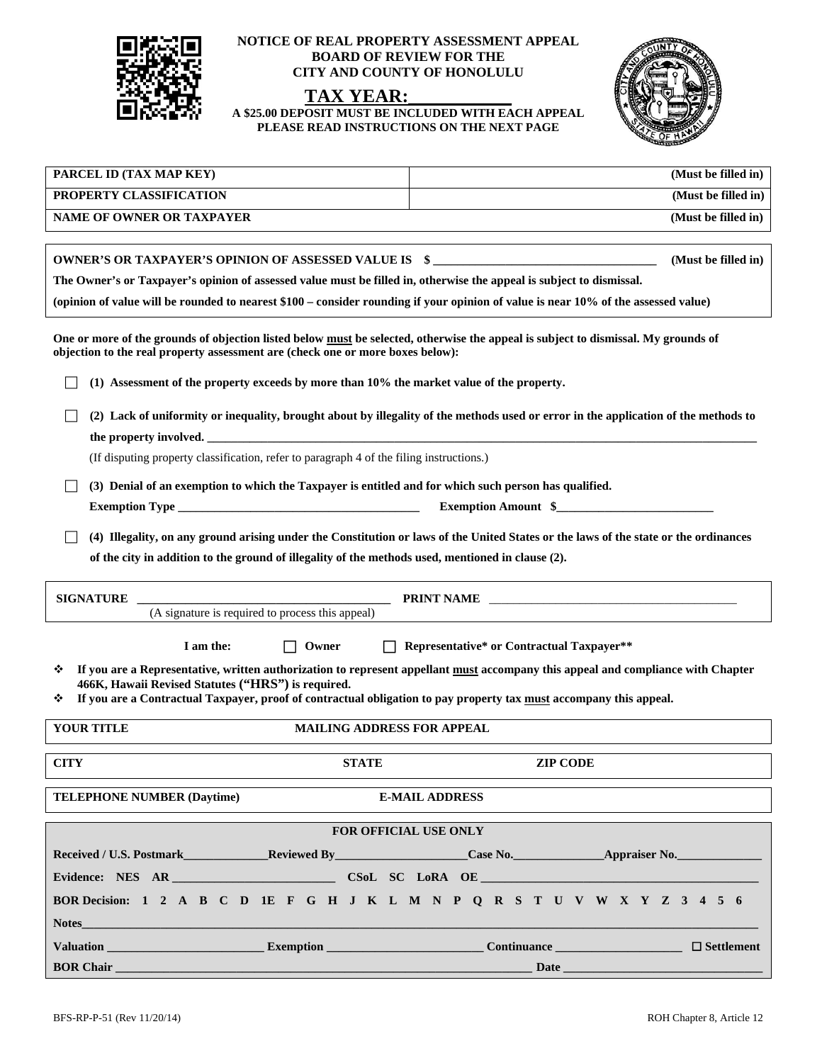**NOTICE OF REAL PROPERTY ASSESSMENT APPEAL**
**BOARD OF REVIEW FOR THE**
**CITY AND COUNTY OF HONOLULU**

# TAX YEAR:___________

**A $25.00 DEPOSIT MUST BE INCLUDED WITH EACH APPEAL**
**PLEASE READ INSTRUCTIONS ON THE NEXT PAGE**

| | |
|---|---|
| **PARCEL ID (TAX MAP KEY)** | **(Must be filled in)** |
| **PROPERTY CLASSIFICATION** | **(Must be filled in)** |
| **NAME OF OWNER OR TAXPAYER** | **(Must be filled in)** |

**OWNER'S OR TAXPAYER'S OPINION OF ASSESSED VALUE IS $ ____________________________________ (Must be filled in)**

**The Owner's or Taxpayer's opinion of assessed value must be filled in, otherwise the appeal is subject to dismissal.**

**(opinion of value will be rounded to nearest $100 – consider rounding if your opinion of value is near 10% of the assessed value)**

**One or more of the grounds of objection listed below <u>must</u> be selected, otherwise the appeal is subject to dismissal. My grounds of objection to the real property assessment are (check one or more boxes below):**

☐ **(1) Assessment of the property exceeds by more than 10% the market value of the property.**

☐ **(2) Lack of uniformity or inequality, brought about by illegality of the methods used or error in the application of the methods to the property involved. ____________________________________________________________**

(If disputing property classification, refer to paragraph 4 of the filing instructions.)

☐ **(3) Denial of an exemption to which the Taxpayer is entitled and for which such person has qualified.**

**Exemption Type ________________________________________ Exemption Amount $_________________________**

☐ **(4) Illegality, on any ground arising under the Constitution or laws of the United States or the laws of the state or the ordinances of the city in addition to the ground of illegality of the methods used, mentioned in clause (2).**

**SIGNATURE** _________________________________________ **PRINT NAME** _________________________________________
(A signature is required to process this appeal)

**I am the:** ☐ **Owner** ☐ **Representative\* or Contractual Taxpayer\*\***

- **If you are a Representative, written authorization to represent appellant <u>must</u> accompany this appeal and compliance with Chapter 466K, Hawaii Revised Statutes ("HRS") is required.**
- **If you are a Contractual Taxpayer, proof of contractual obligation to pay property tax <u>must</u> accompany this appeal.**

| | | |
|---|---|---|
| **YOUR TITLE** | **MAILING ADDRESS FOR APPEAL** | |
| **CITY** | **STATE** | **ZIP CODE** |
| **TELEPHONE NUMBER (Daytime)** | **E-MAIL ADDRESS** | |

**FOR OFFICIAL USE ONLY**

**Received / U.S. Postmark**______________**Reviewed By**______________________**Case No.**_______________**Appraiser No.**______________

**Evidence: NES AR** __________________________ **CSoL SC LoRA OE** _____________________________________________

**BOR Decision: 1 2 A B C D 1E F G H J K L M N P Q R S T U V W X Y Z 3 4 5 6**

**Notes**_____________________________________________________________________________________________________

**Valuation** _________________________ **Exemption** _________________________ **Continuance** _____________________ ☐ **Settlement**

**BOR Chair** _______________________________________________________________________ **Date** _________________________________

BFS-RP-P-51 (Rev 11/20/14) ROH Chapter 8, Article 12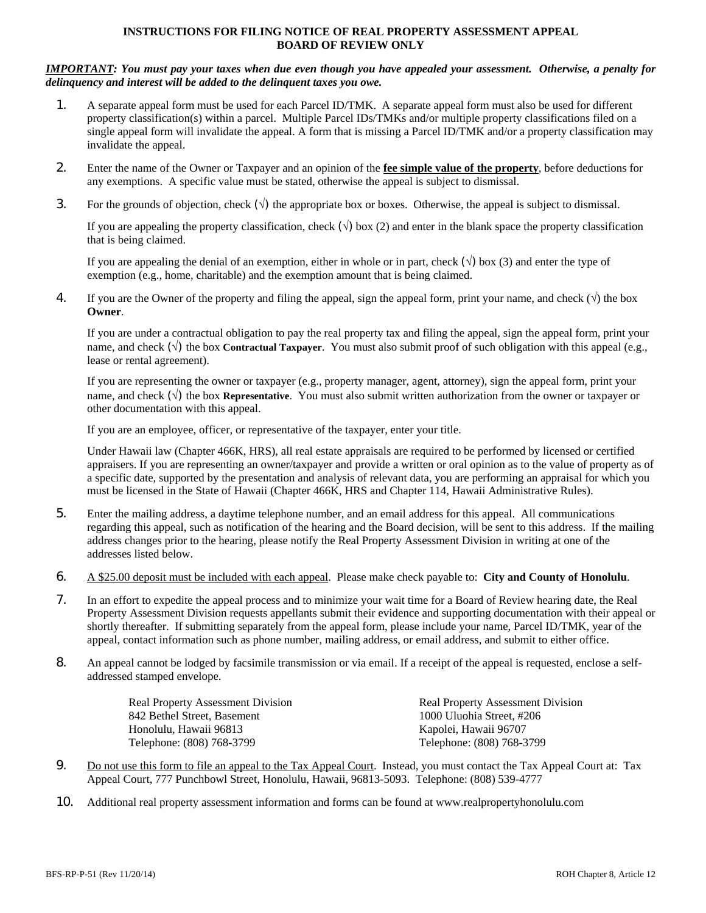# INSTRUCTIONS FOR FILING NOTICE OF REAL PROPERTY ASSESSMENT APPEAL
## BOARD OF REVIEW ONLY

***IMPORTANT**: You must pay your taxes when due even though you have appealed your assessment. Otherwise, a penalty for delinquency and interest will be added to the delinquent taxes you owe.*

1. A separate appeal form must be used for each Parcel ID/TMK. A separate appeal form must also be used for different property classification(s) within a parcel. Multiple Parcel IDs/TMKs and/or multiple property classifications filed on a single appeal form will invalidate the appeal. A form that is missing a Parcel ID/TMK and/or a property classification may invalidate the appeal.

2. Enter the name of the Owner or Taxpayer and an opinion of the **fee simple value of the property**, before deductions for any exemptions. A specific value must be stated, otherwise the appeal is subject to dismissal.

3. For the grounds of objection, check (√) the appropriate box or boxes. Otherwise, the appeal is subject to dismissal.

   If you are appealing the property classification, check (√) box (2) and enter in the blank space the property classification that is being claimed.

   If you are appealing the denial of an exemption, either in whole or in part, check (√) box (3) and enter the type of exemption (e.g., home, charitable) and the exemption amount that is being claimed.

4. If you are the Owner of the property and filing the appeal, sign the appeal form, print your name, and check (√) the box **Owner**.

   If you are under a contractual obligation to pay the real property tax and filing the appeal, sign the appeal form, print your name, and check (√) the box **Contractual Taxpayer**. You must also submit proof of such obligation with this appeal (e.g., lease or rental agreement).

   If you are representing the owner or taxpayer (e.g., property manager, agent, attorney), sign the appeal form, print your name, and check (√) the box **Representative**. You must also submit written authorization from the owner or taxpayer or other documentation with this appeal.

   If you are an employee, officer, or representative of the taxpayer, enter your title.

   Under Hawaii law (Chapter 466K, HRS), all real estate appraisals are required to be performed by licensed or certified appraisers. If you are representing an owner/taxpayer and provide a written or oral opinion as to the value of property as of a specific date, supported by the presentation and analysis of relevant data, you are performing an appraisal for which you must be licensed in the State of Hawaii (Chapter 466K, HRS and Chapter 114, Hawaii Administrative Rules).

5. Enter the mailing address, a daytime telephone number, and an email address for this appeal. All communications regarding this appeal, such as notification of the hearing and the Board decision, will be sent to this address. If the mailing address changes prior to the hearing, please notify the Real Property Assessment Division in writing at one of the addresses listed below.

6. A $25.00 deposit must be included with each appeal. Please make check payable to: **City and County of Honolulu**.

7. In an effort to expedite the appeal process and to minimize your wait time for a Board of Review hearing date, the Real Property Assessment Division requests appellants submit their evidence and supporting documentation with their appeal or shortly thereafter. If submitting separately from the appeal form, please include your name, Parcel ID/TMK, year of the appeal, contact information such as phone number, mailing address, or email address, and submit to either office.

8. An appeal cannot be lodged by facsimile transmission or via email. If a receipt of the appeal is requested, enclose a self-addressed stamped envelope.

   Real Property Assessment Division
   842 Bethel Street, Basement
   Honolulu, Hawaii 96813
   Telephone: (808) 768-3799

   Real Property Assessment Division
   1000 Uluohia Street, #206
   Kapolei, Hawaii 96707
   Telephone: (808) 768-3799

9. Do not use this form to file an appeal to the Tax Appeal Court. Instead, you must contact the Tax Appeal Court at: Tax Appeal Court, 777 Punchbowl Street, Honolulu, Hawaii, 96813-5093. Telephone: (808) 539-4777

10. Additional real property assessment information and forms can be found at www.realpropertyhonolulu.com

BFS-RP-P-51 (Rev 11/20/14) ROH Chapter 8, Article 12